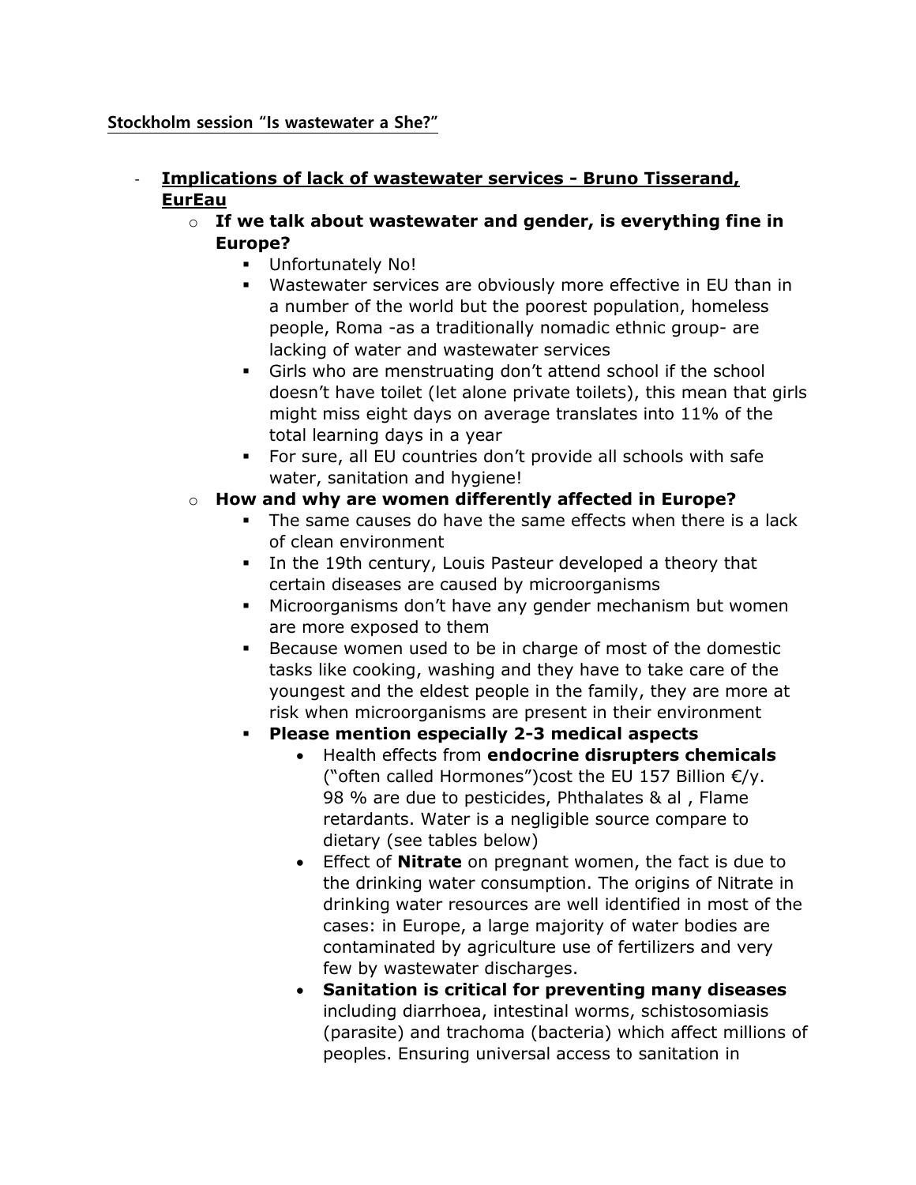**Stockholm session "Is wastewater a She?"**

- **Implications of lack of wastewater services - Bruno Tisserand, EurEau**
  - **If we talk about wastewater and gender, is everything fine in Europe?**
    - Unfortunately No!
    - Wastewater services are obviously more effective in EU than in a number of the world but the poorest population, homeless people, Roma -as a traditionally nomadic ethnic group- are lacking of water and wastewater services
    - Girls who are menstruating don't attend school if the school doesn't have toilet (let alone private toilets), this mean that girls might miss eight days on average translates into 11% of the total learning days in a year
    - For sure, all EU countries don't provide all schools with safe water, sanitation and hygiene!
  - **How and why are women differently affected in Europe?**
    - The same causes do have the same effects when there is a lack of clean environment
    - In the 19th century, Louis Pasteur developed a theory that certain diseases are caused by microorganisms
    - Microorganisms don't have any gender mechanism but women are more exposed to them
    - Because women used to be in charge of most of the domestic tasks like cooking, washing and they have to take care of the youngest and the eldest people in the family, they are more at risk when microorganisms are present in their environment
    - **Please mention especially 2-3 medical aspects**
      - Health effects from **endocrine disrupters chemicals** ("often called Hormones")cost the EU 157 Billion €/y. 98 % are due to pesticides, Phthalates & al , Flame retardants. Water is a negligible source compare to dietary (see tables below)
      - Effect of **Nitrate** on pregnant women, the fact is due to the drinking water consumption. The origins of Nitrate in drinking water resources are well identified in most of the cases: in Europe, a large majority of water bodies are contaminated by agriculture use of fertilizers and very few by wastewater discharges.
      - **Sanitation is critical for preventing many diseases** including diarrhoea, intestinal worms, schistosomiasis (parasite) and trachoma (bacteria) which affect millions of peoples. Ensuring universal access to sanitation in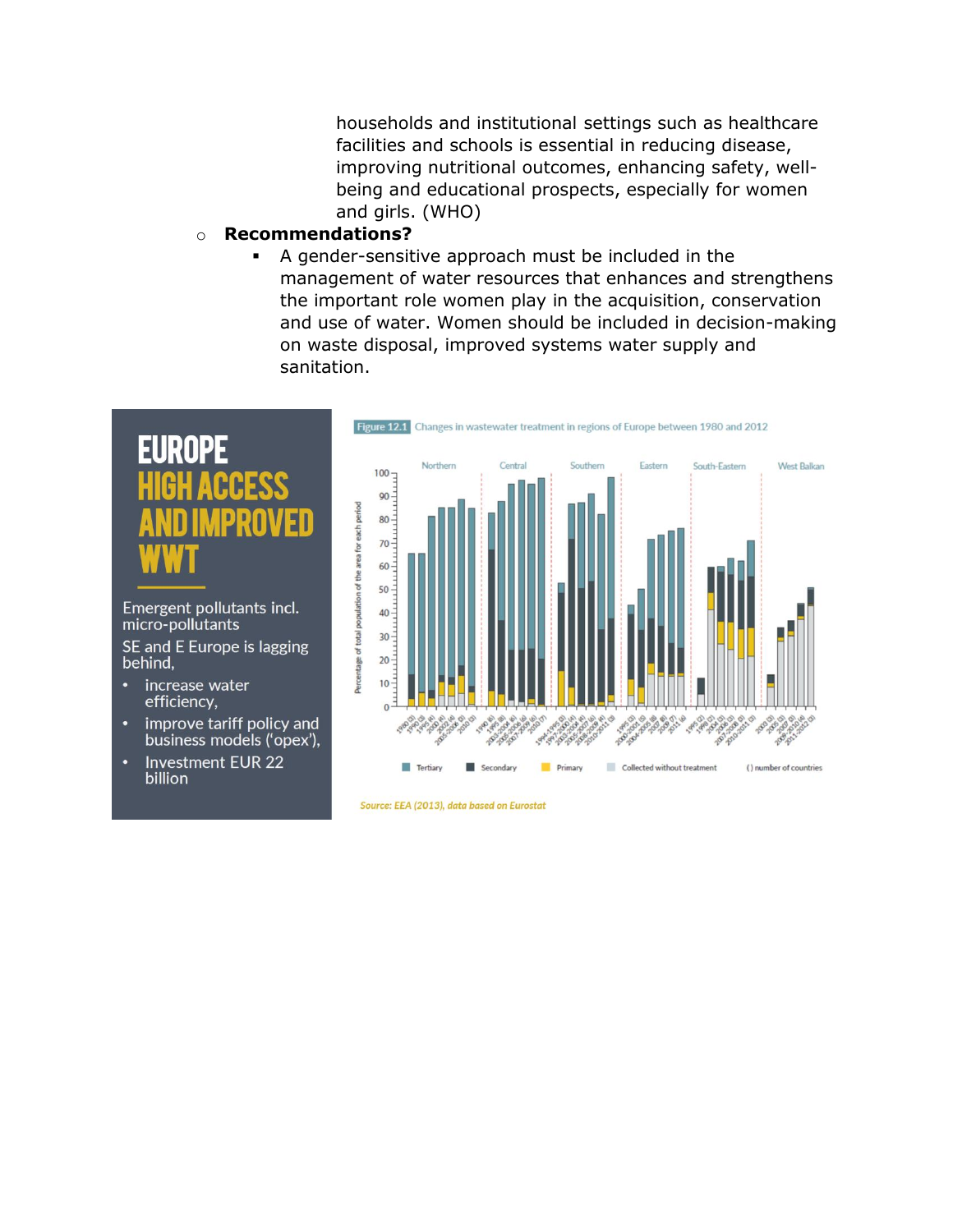households and institutional settings such as healthcare facilities and schools is essential in reducing disease, improving nutritional outcomes, enhancing safety, well-being and educational prospects, especially for women and girls. (WHO)

- **Recommendations?**
  - A gender-sensitive approach must be included in the management of water resources that enhances and strengthens the important role women play in the acquisition, conservation and use of water. Women should be included in decision-making on waste disposal, improved systems water supply and sanitation.

## EUROPE HIGH ACCESS AND IMPROVED WWT

Emergent pollutants incl. micro-pollutants

SE and E Europe is lagging behind,

- increase water efficiency,
- improve tariff policy and business models ('opex'),
- Investment EUR 22 billion

Figure 12.1 Changes in wastewater treatment in regions of Europe between 1980 and 2012

Source: EEA (2013), data based on Eurostat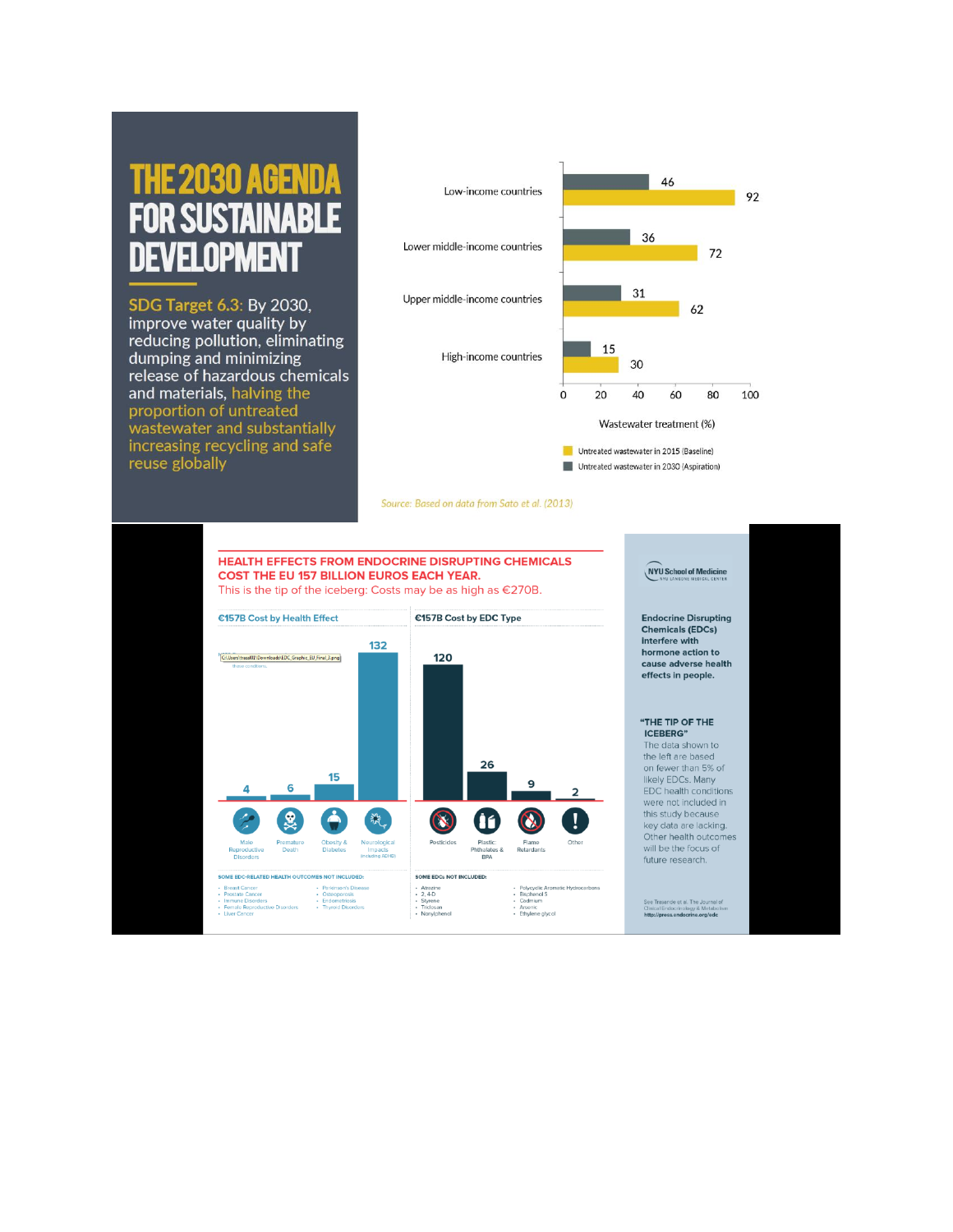# THE 2030 AGENDA FOR SUSTAINABLE DEVELOPMENT

SDG Target 6.3: By 2030, improve water quality by reducing pollution, eliminating dumping and minimizing release of hazardous chemicals and materials, halving the proportion of untreated wastewater and substantially increasing recycling and safe reuse globally

| | Untreated wastewater in 2015 (Baseline) | Untreated wastewater in 2030 (Aspiration) |
|---|---|---|
| Low-income countries | 92 | 46 |
| Lower middle-income countries | 72 | 36 |
| Upper middle-income countries | 62 | 31 |
| High-income countries | 30 | 15 |

Wastewater treatment (%)

*Source: Based on data from Sato et al. (2013)*

## HEALTH EFFECTS FROM ENDOCRINE DISRUPTING CHEMICALS COST THE EU 157 BILLION EUROS EACH YEAR.

This is the tip of the iceberg: Costs may be as high as €270B.

### €157B Cost by Health Effect

| Health Effect | Cost (€B) |
|---|---|
| Male Reproductive Disorders | 4 |
| Premature Death | 6 |
| Obesity & Diabetes | 15 |
| Neurological Impacts (including ADHD) | 132 |

### €157B Cost by EDC Type

| EDC Type | Cost (€B) |
|---|---|
| Pesticides | 120 |
| Plastic Phthalates & BPA | 26 |
| Flame Retardants | 9 |
| Other | 2 |

**SOME EDC-RELATED HEALTH OUTCOMES NOT INCLUDED:**

- Breast Cancer
- Prostate Cancer
- Immune Disorders
- Female Reproductive Disorders
- Liver Cancer
- Parkinson's Disease
- Osteoporosis
- Endometriosis
- Thyroid Disorders

**SOME EDCs NOT INCLUDED:**

- Atrazine
- 2, 4-D
- Styrene
- Triclosan
- Nonylphenol
- Polycyclic Aromatic Hydrocarbons
- Bisphenol S
- Cadmium
- Arsenic
- Ethylene glycol

NYU School of Medicine – NYU Langone Medical Center

**Endocrine Disrupting Chemicals (EDCs) interfere with hormone action to cause adverse health effects in people.**

**"THE TIP OF THE ICEBERG"**

The data shown to the left are based on fewer than 5% of likely EDCs. Many EDC health conditions were not included in this study because key data are lacking. Other health outcomes will be the focus of future research.

See Trasande et al. The Journal of Clinical Endocrinology & Metabolism
**http://press.endocrine.org/edc**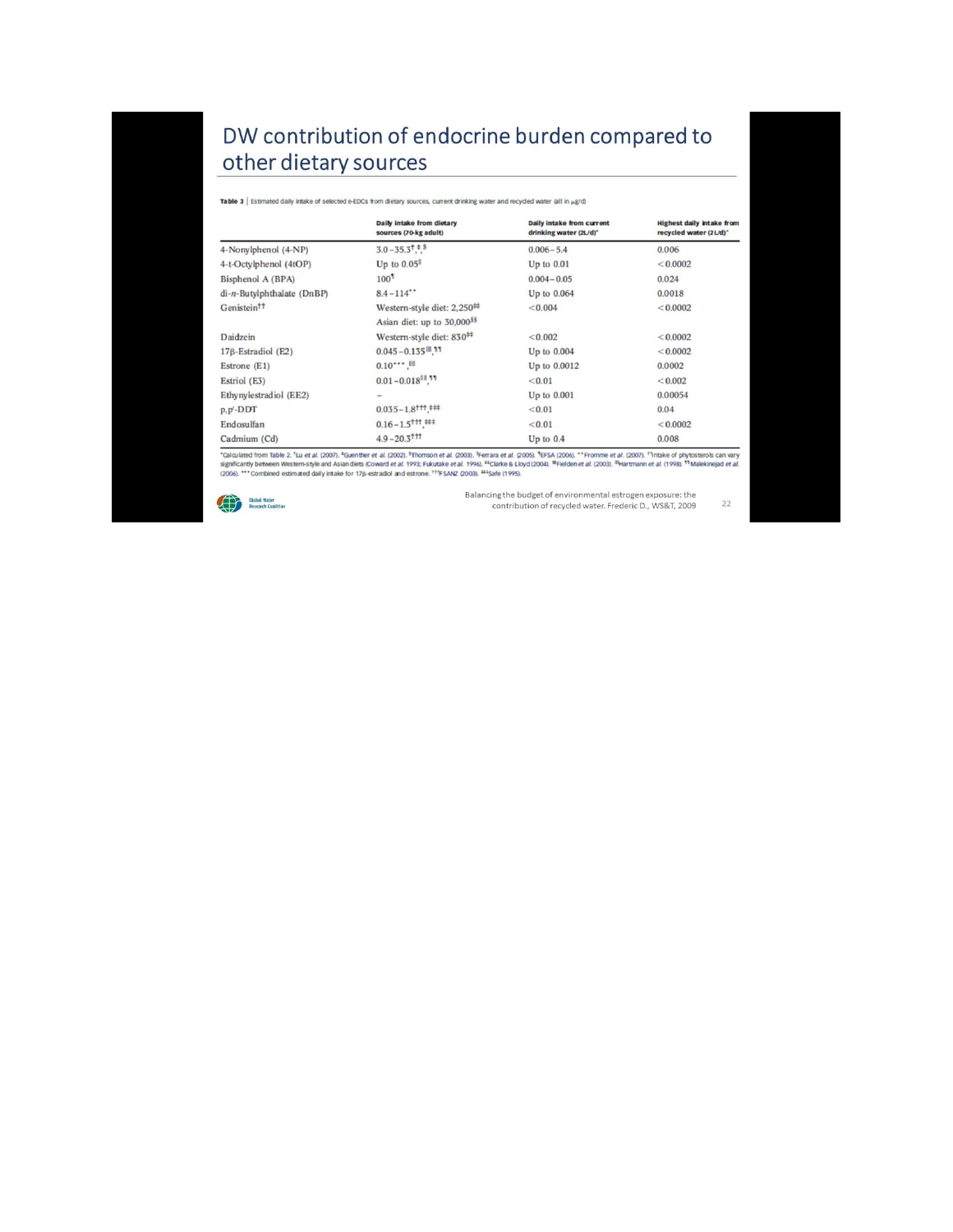# DW contribution of endocrine burden compared to other dietary sources

**Table 3** | Estimated daily intake of selected e-EDCs from dietary sources, current drinking water and recycled water (all in μg/d)

| | Daily intake from dietary sources (70-kg adult) | Daily intake from current drinking water (2L/d)* | Highest daily intake from recycled water (2 L/d)* |
|---|---|---|---|
| 4-Nonylphenol (4-NP) | 3.0–35.3[†,‡,§] | 0.006–5.4 | 0.006 |
| 4-t-Octylphenol (4tOP) | Up to 0.05[‡] | Up to 0.01 | <0.0002 |
| Bisphenol A (BPA) | 100[¶] | 0.004–0.05 | 0.024 |
| di-n-Butylphthalate (DnBP) | 8.4–114[**] | Up to 0.064 | 0.0018 |
| Genistein[††] | Western-style diet: 2,250[‡‡] Asian diet: up to 30,000[§§] | <0.004 | <0.0002 |
| Daidzein | Western-style diet: 830[‡‡] | <0.002 | <0.0002 |
| 17β-Estradiol (E2) | 0.045–0.135[‖‖,¶¶] | Up to 0.004 | <0.0002 |
| Estrone (E1) | 0.10[***,‖‖] | Up to 0.0012 | 0.0002 |
| Estriol (E3) | 0.01–0.018[‖‖,¶¶] | <0.01 | <0.002 |
| Ethynylestradiol (EE2) | – | Up to 0.001 | 0.00054 |
| p,p′-DDT | 0.035–1.8[†††,‡‡‡] | <0.01 | 0.04 |
| Endosulfan | 0.16–1.5[†††,‡‡‡] | <0.01 | <0.0002 |
| Cadmium (Cd) | 4.9–20.3[†††] | Up to 0.4 | 0.008 |

*Calculated from Table 2. †Lu et al. (2007). ‡Guenther et al. (2002). §Thomson et al. (2003). ‖Ferrara et al. (2005). ¶EFSA (2006). **Fromme et al. (2007). ††Intake of phytosterols can vary significantly between Western-style and Asian diets (Coward et al. 1993; Fukutake et al. 1996). ‡‡Clarke & Lloyd (2004). §§Fielden et al. (2003). ‖‖Hartmann et al. (1998). ¶¶Malekinejad et al. (2006). ***Combined estimated daily intake for 17β-estradiol and estrone. †††FSANZ (2003). ‡‡‡Safe (1995).

Global Water Research Coalition

Balancing the budget of environmental estrogen exposure: the contribution of recycled water. Frederic D., WS&T, 2009